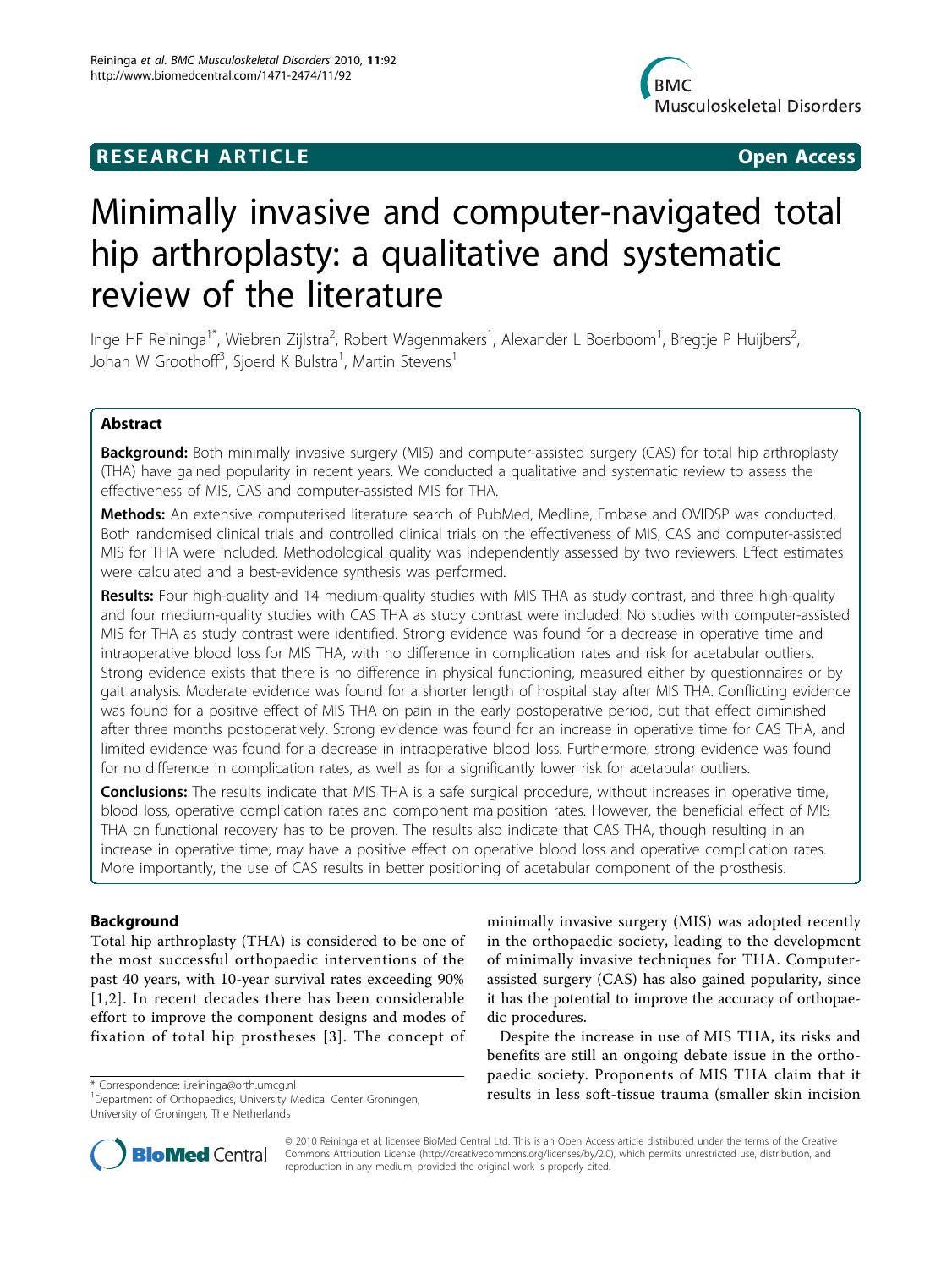**RESEARCH ARTICLE** **Open Access**

# Minimally invasive and computer-navigated total hip arthroplasty: a qualitative and systematic review of the literature

Inge HF Reininga[1*], Wiebren Zijlstra[2], Robert Wagenmakers[1], Alexander L Boerboom[1], Bregtje P Huijbers[2], Johan W Groothoff[3], Sjoerd K Bulstra[1], Martin Stevens[1]

## Abstract

**Background:** Both minimally invasive surgery (MIS) and computer-assisted surgery (CAS) for total hip arthroplasty (THA) have gained popularity in recent years. We conducted a qualitative and systematic review to assess the effectiveness of MIS, CAS and computer-assisted MIS for THA.

**Methods:** An extensive computerised literature search of PubMed, Medline, Embase and OVIDSP was conducted. Both randomised clinical trials and controlled clinical trials on the effectiveness of MIS, CAS and computer-assisted MIS for THA were included. Methodological quality was independently assessed by two reviewers. Effect estimates were calculated and a best-evidence synthesis was performed.

**Results:** Four high-quality and 14 medium-quality studies with MIS THA as study contrast, and three high-quality and four medium-quality studies with CAS THA as study contrast were included. No studies with computer-assisted MIS for THA as study contrast were identified. Strong evidence was found for a decrease in operative time and intraoperative blood loss for MIS THA, with no difference in complication rates and risk for acetabular outliers. Strong evidence exists that there is no difference in physical functioning, measured either by questionnaires or by gait analysis. Moderate evidence was found for a shorter length of hospital stay after MIS THA. Conflicting evidence was found for a positive effect of MIS THA on pain in the early postoperative period, but that effect diminished after three months postoperatively. Strong evidence was found for an increase in operative time for CAS THA, and limited evidence was found for a decrease in intraoperative blood loss. Furthermore, strong evidence was found for no difference in complication rates, as well as for a significantly lower risk for acetabular outliers.

**Conclusions:** The results indicate that MIS THA is a safe surgical procedure, without increases in operative time, blood loss, operative complication rates and component malposition rates. However, the beneficial effect of MIS THA on functional recovery has to be proven. The results also indicate that CAS THA, though resulting in an increase in operative time, may have a positive effect on operative blood loss and operative complication rates. More importantly, the use of CAS results in better positioning of acetabular component of the prosthesis.

## Background

Total hip arthroplasty (THA) is considered to be one of the most successful orthopaedic interventions of the past 40 years, with 10-year survival rates exceeding 90% [1,2]. In recent decades there has been considerable effort to improve the component designs and modes of fixation of total hip prostheses [3]. The concept of minimally invasive surgery (MIS) was adopted recently in the orthopaedic society, leading to the development of minimally invasive techniques for THA. Computer-assisted surgery (CAS) has also gained popularity, since it has the potential to improve the accuracy of orthopaedic procedures.

Despite the increase in use of MIS THA, its risks and benefits are still an ongoing debate issue in the orthopaedic society. Proponents of MIS THA claim that it results in less soft-tissue trauma (smaller skin incision

\* Correspondence: i.reininga@orth.umcg.nl
[1]Department of Orthopaedics, University Medical Center Groningen, University of Groningen, The Netherlands

© 2010 Reininga et al; licensee BioMed Central Ltd. This is an Open Access article distributed under the terms of the Creative Commons Attribution License (http://creativecommons.org/licenses/by/2.0), which permits unrestricted use, distribution, and reproduction in any medium, provided the original work is properly cited.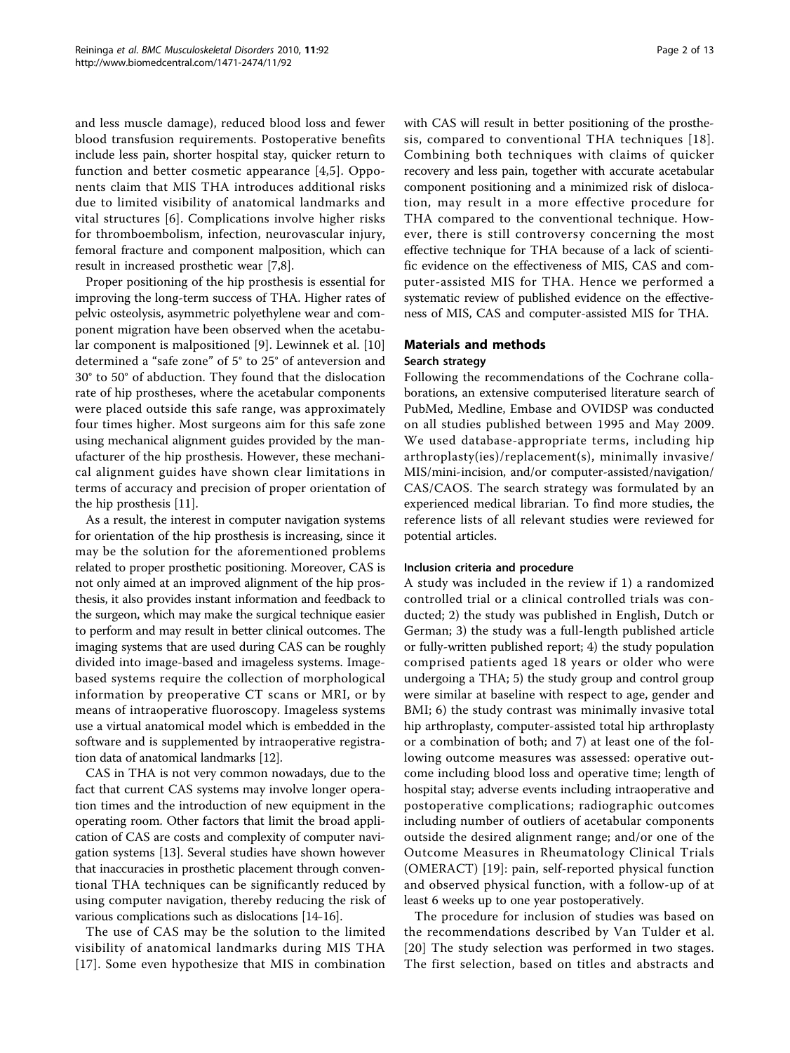and less muscle damage), reduced blood loss and fewer blood transfusion requirements. Postoperative benefits include less pain, shorter hospital stay, quicker return to function and better cosmetic appearance [4,5]. Opponents claim that MIS THA introduces additional risks due to limited visibility of anatomical landmarks and vital structures [6]. Complications involve higher risks for thromboembolism, infection, neurovascular injury, femoral fracture and component malposition, which can result in increased prosthetic wear [7,8].

Proper positioning of the hip prosthesis is essential for improving the long-term success of THA. Higher rates of pelvic osteolysis, asymmetric polyethylene wear and component migration have been observed when the acetabular component is malpositioned [9]. Lewinnek et al. [10] determined a "safe zone" of 5° to 25° of anteversion and 30° to 50° of abduction. They found that the dislocation rate of hip prostheses, where the acetabular components were placed outside this safe range, was approximately four times higher. Most surgeons aim for this safe zone using mechanical alignment guides provided by the manufacturer of the hip prosthesis. However, these mechanical alignment guides have shown clear limitations in terms of accuracy and precision of proper orientation of the hip prosthesis [11].

As a result, the interest in computer navigation systems for orientation of the hip prosthesis is increasing, since it may be the solution for the aforementioned problems related to proper prosthetic positioning. Moreover, CAS is not only aimed at an improved alignment of the hip prosthesis, it also provides instant information and feedback to the surgeon, which may make the surgical technique easier to perform and may result in better clinical outcomes. The imaging systems that are used during CAS can be roughly divided into image-based and imageless systems. Image-based systems require the collection of morphological information by preoperative CT scans or MRI, or by means of intraoperative fluoroscopy. Imageless systems use a virtual anatomical model which is embedded in the software and is supplemented by intraoperative registration data of anatomical landmarks [12].

CAS in THA is not very common nowadays, due to the fact that current CAS systems may involve longer operation times and the introduction of new equipment in the operating room. Other factors that limit the broad application of CAS are costs and complexity of computer navigation systems [13]. Several studies have shown however that inaccuracies in prosthetic placement through conventional THA techniques can be significantly reduced by using computer navigation, thereby reducing the risk of various complications such as dislocations [14-16].

The use of CAS may be the solution to the limited visibility of anatomical landmarks during MIS THA [17]. Some even hypothesize that MIS in combination with CAS will result in better positioning of the prosthesis, compared to conventional THA techniques [18]. Combining both techniques with claims of quicker recovery and less pain, together with accurate acetabular component positioning and a minimized risk of dislocation, may result in a more effective procedure for THA compared to the conventional technique. However, there is still controversy concerning the most effective technique for THA because of a lack of scientific evidence on the effectiveness of MIS, CAS and computer-assisted MIS for THA. Hence we performed a systematic review of published evidence on the effectiveness of MIS, CAS and computer-assisted MIS for THA.

## Materials and methods

### Search strategy

Following the recommendations of the Cochrane collaborations, an extensive computerised literature search of PubMed, Medline, Embase and OVIDSP was conducted on all studies published between 1995 and May 2009. We used database-appropriate terms, including hip arthroplasty(ies)/replacement(s), minimally invasive/MIS/mini-incision, and/or computer-assisted/navigation/CAS/CAOS. The search strategy was formulated by an experienced medical librarian. To find more studies, the reference lists of all relevant studies were reviewed for potential articles.

#### Inclusion criteria and procedure

A study was included in the review if 1) a randomized controlled trial or a clinical controlled trials was conducted; 2) the study was published in English, Dutch or German; 3) the study was a full-length published article or fully-written published report; 4) the study population comprised patients aged 18 years or older who were undergoing a THA; 5) the study group and control group were similar at baseline with respect to age, gender and BMI; 6) the study contrast was minimally invasive total hip arthroplasty, computer-assisted total hip arthroplasty or a combination of both; and 7) at least one of the following outcome measures was assessed: operative outcome including blood loss and operative time; length of hospital stay; adverse events including intraoperative and postoperative complications; radiographic outcomes including number of outliers of acetabular components outside the desired alignment range; and/or one of the Outcome Measures in Rheumatology Clinical Trials (OMERACT) [19]: pain, self-reported physical function and observed physical function, with a follow-up of at least 6 weeks up to one year postoperatively.

The procedure for inclusion of studies was based on the recommendations described by Van Tulder et al. [20] The study selection was performed in two stages. The first selection, based on titles and abstracts and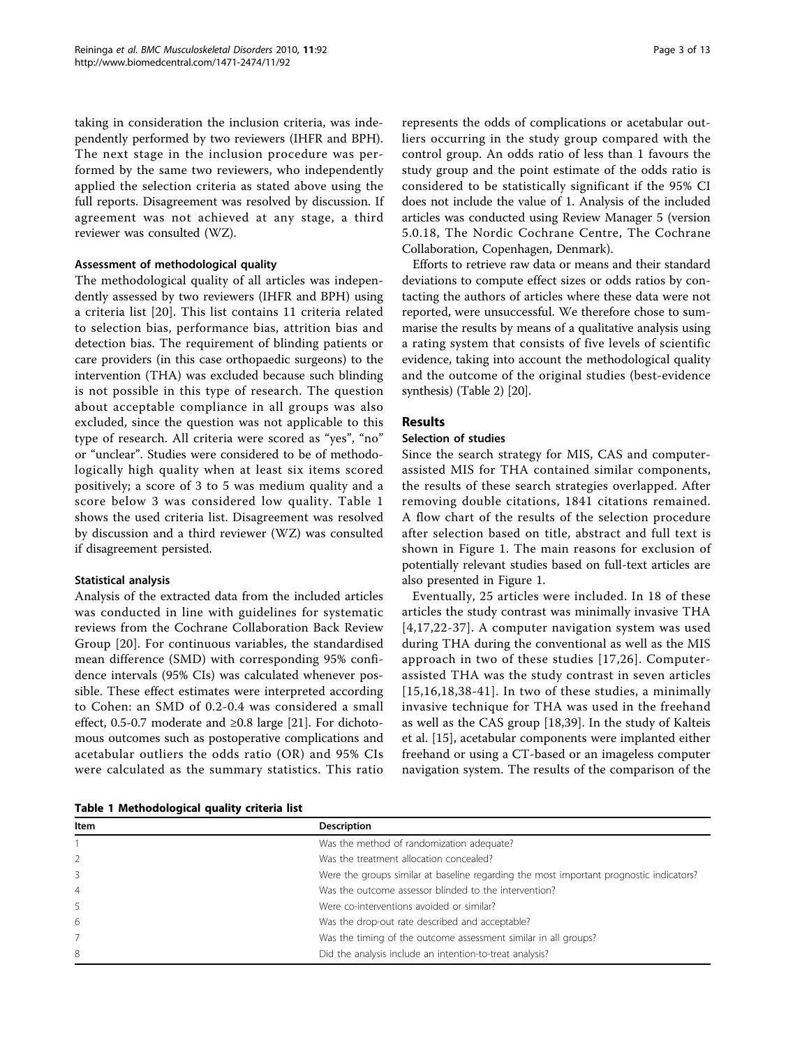taking in consideration the inclusion criteria, was independently performed by two reviewers (IHFR and BPH). The next stage in the inclusion procedure was performed by the same two reviewers, who independently applied the selection criteria as stated above using the full reports. Disagreement was resolved by discussion. If agreement was not achieved at any stage, a third reviewer was consulted (WZ).

#### Assessment of methodological quality

The methodological quality of all articles was independently assessed by two reviewers (IHFR and BPH) using a criteria list [20]. This list contains 11 criteria related to selection bias, performance bias, attrition bias and detection bias. The requirement of blinding patients or care providers (in this case orthopaedic surgeons) to the intervention (THA) was excluded because such blinding is not possible in this type of research. The question about acceptable compliance in all groups was also excluded, since the question was not applicable to this type of research. All criteria were scored as "yes", "no" or "unclear". Studies were considered to be of methodologically high quality when at least six items scored positively; a score of 3 to 5 was medium quality and a score below 3 was considered low quality. Table 1 shows the used criteria list. Disagreement was resolved by discussion and a third reviewer (WZ) was consulted if disagreement persisted.

#### Statistical analysis

Analysis of the extracted data from the included articles was conducted in line with guidelines for systematic reviews from the Cochrane Collaboration Back Review Group [20]. For continuous variables, the standardised mean difference (SMD) with corresponding 95% confidence intervals (95% CIs) was calculated whenever possible. These effect estimates were interpreted according to Cohen: an SMD of 0.2-0.4 was considered a small effect, 0.5-0.7 moderate and ≥0.8 large [21]. For dichotomous outcomes such as postoperative complications and acetabular outliers the odds ratio (OR) and 95% CIs were calculated as the summary statistics. This ratio represents the odds of complications or acetabular outliers occurring in the study group compared with the control group. An odds ratio of less than 1 favours the study group and the point estimate of the odds ratio is considered to be statistically significant if the 95% CI does not include the value of 1. Analysis of the included articles was conducted using Review Manager 5 (version 5.0.18, The Nordic Cochrane Centre, The Cochrane Collaboration, Copenhagen, Denmark).

Efforts to retrieve raw data or means and their standard deviations to compute effect sizes or odds ratios by contacting the authors of articles where these data were not reported, were unsuccessful. We therefore chose to summarise the results by means of a qualitative analysis using a rating system that consists of five levels of scientific evidence, taking into account the methodological quality and the outcome of the original studies (best-evidence synthesis) (Table 2) [20].

## Results

#### Selection of studies

Since the search strategy for MIS, CAS and computer-assisted MIS for THA contained similar components, the results of these search strategies overlapped. After removing double citations, 1841 citations remained. A flow chart of the results of the selection procedure after selection based on title, abstract and full text is shown in Figure 1. The main reasons for exclusion of potentially relevant studies based on full-text articles are also presented in Figure 1.

Eventually, 25 articles were included. In 18 of these articles the study contrast was minimally invasive THA [4,17,22-37]. A computer navigation system was used during THA during the conventional as well as the MIS approach in two of these studies [17,26]. Computer-assisted THA was the study contrast in seven articles [15,16,18,38-41]. In two of these studies, a minimally invasive technique for THA was used in the freehand as well as the CAS group [18,39]. In the study of Kalteis et al. [15], acetabular components were implanted either freehand or using a CT-based or an imageless computer navigation system. The results of the comparison of the

**Table 1 Methodological quality criteria list**

| Item | Description |
|---|---|
| 1 | Was the method of randomization adequate? |
| 2 | Was the treatment allocation concealed? |
| 3 | Were the groups similar at baseline regarding the most important prognostic indicators? |
| 4 | Was the outcome assessor blinded to the intervention? |
| 5 | Were co-interventions avoided or similar? |
| 6 | Was the drop-out rate described and acceptable? |
| 7 | Was the timing of the outcome assessment similar in all groups? |
| 8 | Did the analysis include an intention-to-treat analysis? |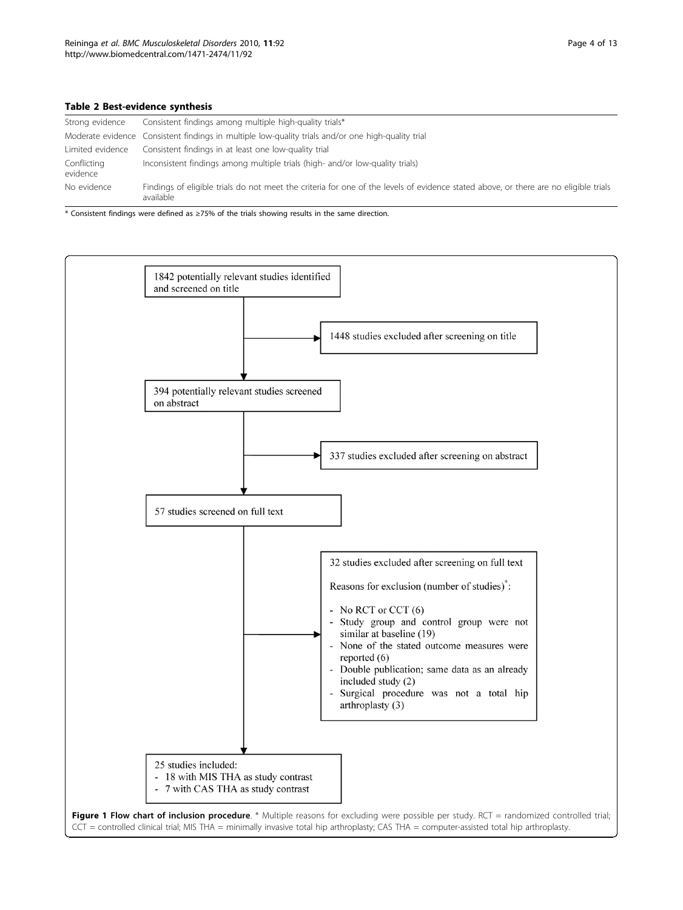**Table 2 Best-evidence synthesis**

| | |
|---|---|
| Strong evidence | Consistent findings among multiple high-quality trials* |
| Moderate evidence | Consistent findings in multiple low-quality trials and/or one high-quality trial |
| Limited evidence | Consistent findings in at least one low-quality trial |
| Conflicting evidence | Inconsistent findings among multiple trials (high- and/or low-quality trials) |
| No evidence | Findings of eligible trials do not meet the criteria for one of the levels of evidence stated above, or there are no eligible trials available |

* Consistent findings were defined as ≥75% of the trials showing results in the same direction.

1842 potentially relevant studies identified and screened on title

→ 1448 studies excluded after screening on title

394 potentially relevant studies screened on abstract

→ 337 studies excluded after screening on abstract

57 studies screened on full text

→ 32 studies excluded after screening on full text

Reasons for exclusion (number of studies)*:

- No RCT or CCT (6)
- Study group and control group were not similar at baseline (19)
- None of the stated outcome measures were reported (6)
- Double publication; same data as an already included study (2)
- Surgical procedure was not a total hip arthroplasty (3)

25 studies included:
- 18 with MIS THA as study contrast
- 7 with CAS THA as study contrast

**Figure 1 Flow chart of inclusion procedure**. * Multiple reasons for excluding were possible per study. RCT = randomized controlled trial; CCT = controlled clinical trial; MIS THA = minimally invasive total hip arthroplasty; CAS THA = computer-assisted total hip arthroplasty.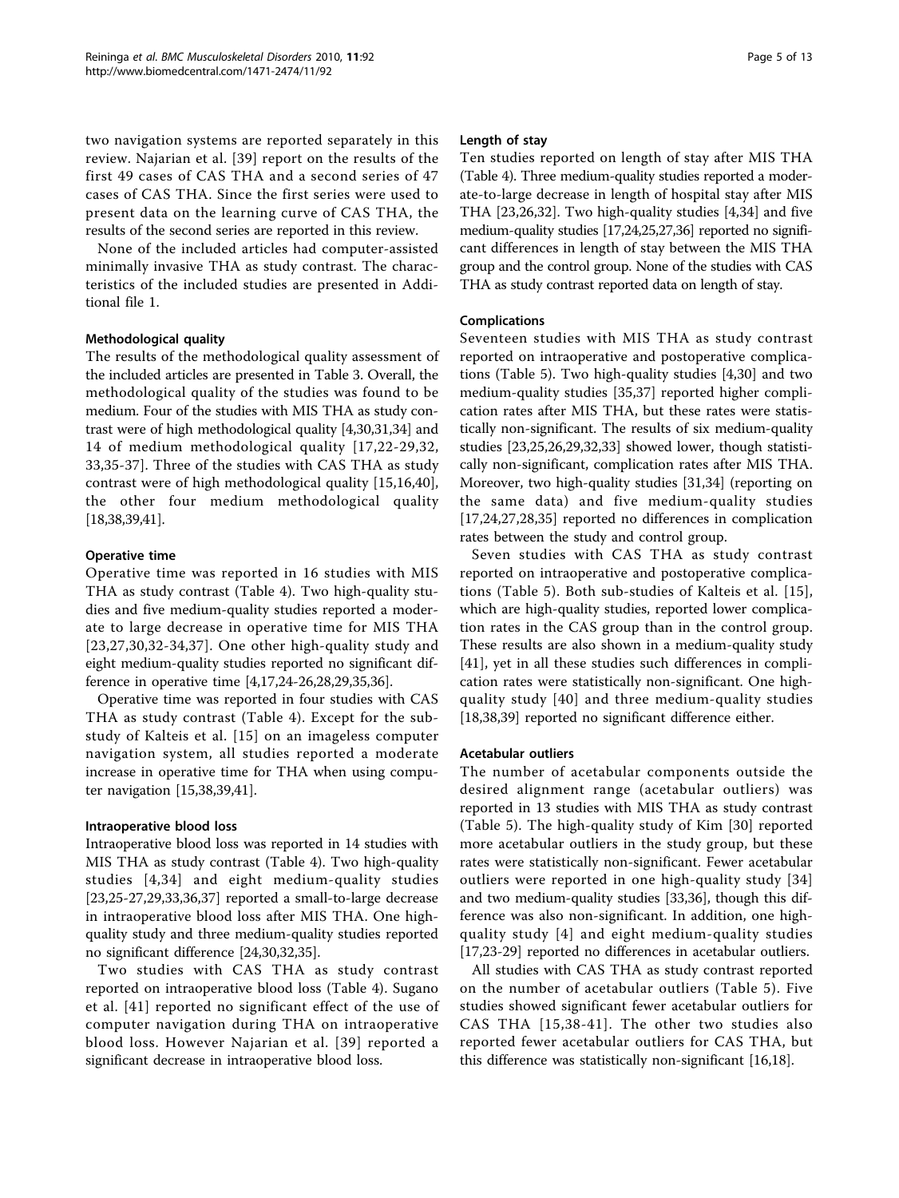two navigation systems are reported separately in this review. Najarian et al. [39] report on the results of the first 49 cases of CAS THA and a second series of 47 cases of CAS THA. Since the first series were used to present data on the learning curve of CAS THA, the results of the second series are reported in this review.

None of the included articles had computer-assisted minimally invasive THA as study contrast. The characteristics of the included studies are presented in Additional file 1.

### Methodological quality

The results of the methodological quality assessment of the included articles are presented in Table 3. Overall, the methodological quality of the studies was found to be medium. Four of the studies with MIS THA as study contrast were of high methodological quality [4,30,31,34] and 14 of medium methodological quality [17,22-29,32, 33,35-37]. Three of the studies with CAS THA as study contrast were of high methodological quality [15,16,40], the other four medium methodological quality [18,38,39,41].

### Operative time

Operative time was reported in 16 studies with MIS THA as study contrast (Table 4). Two high-quality studies and five medium-quality studies reported a moderate to large decrease in operative time for MIS THA [23,27,30,32-34,37]. One other high-quality study and eight medium-quality studies reported no significant difference in operative time [4,17,24-26,28,29,35,36].

Operative time was reported in four studies with CAS THA as study contrast (Table 4). Except for the substudy of Kalteis et al. [15] on an imageless computer navigation system, all studies reported a moderate increase in operative time for THA when using computer navigation [15,38,39,41].

### Intraoperative blood loss

Intraoperative blood loss was reported in 14 studies with MIS THA as study contrast (Table 4). Two high-quality studies [4,34] and eight medium-quality studies [23,25-27,29,33,36,37] reported a small-to-large decrease in intraoperative blood loss after MIS THA. One high-quality study and three medium-quality studies reported no significant difference [24,30,32,35].

Two studies with CAS THA as study contrast reported on intraoperative blood loss (Table 4). Sugano et al. [41] reported no significant effect of the use of computer navigation during THA on intraoperative blood loss. However Najarian et al. [39] reported a significant decrease in intraoperative blood loss.

### Length of stay

Ten studies reported on length of stay after MIS THA (Table 4). Three medium-quality studies reported a moderate-to-large decrease in length of hospital stay after MIS THA [23,26,32]. Two high-quality studies [4,34] and five medium-quality studies [17,24,25,27,36] reported no significant differences in length of stay between the MIS THA group and the control group. None of the studies with CAS THA as study contrast reported data on length of stay.

### Complications

Seventeen studies with MIS THA as study contrast reported on intraoperative and postoperative complications (Table 5). Two high-quality studies [4,30] and two medium-quality studies [35,37] reported higher complication rates after MIS THA, but these rates were statistically non-significant. The results of six medium-quality studies [23,25,26,29,32,33] showed lower, though statistically non-significant, complication rates after MIS THA. Moreover, two high-quality studies [31,34] (reporting on the same data) and five medium-quality studies [17,24,27,28,35] reported no differences in complication rates between the study and control group.

Seven studies with CAS THA as study contrast reported on intraoperative and postoperative complications (Table 5). Both sub-studies of Kalteis et al. [15], which are high-quality studies, reported lower complication rates in the CAS group than in the control group. These results are also shown in a medium-quality study [41], yet in all these studies such differences in complication rates were statistically non-significant. One high-quality study [40] and three medium-quality studies [18,38,39] reported no significant difference either.

### Acetabular outliers

The number of acetabular components outside the desired alignment range (acetabular outliers) was reported in 13 studies with MIS THA as study contrast (Table 5). The high-quality study of Kim [30] reported more acetabular outliers in the study group, but these rates were statistically non-significant. Fewer acetabular outliers were reported in one high-quality study [34] and two medium-quality studies [33,36], though this difference was also non-significant. In addition, one high-quality study [4] and eight medium-quality studies [17,23-29] reported no differences in acetabular outliers.

All studies with CAS THA as study contrast reported on the number of acetabular outliers (Table 5). Five studies showed significant fewer acetabular outliers for CAS THA [15,38-41]. The other two studies also reported fewer acetabular outliers for CAS THA, but this difference was statistically non-significant [16,18].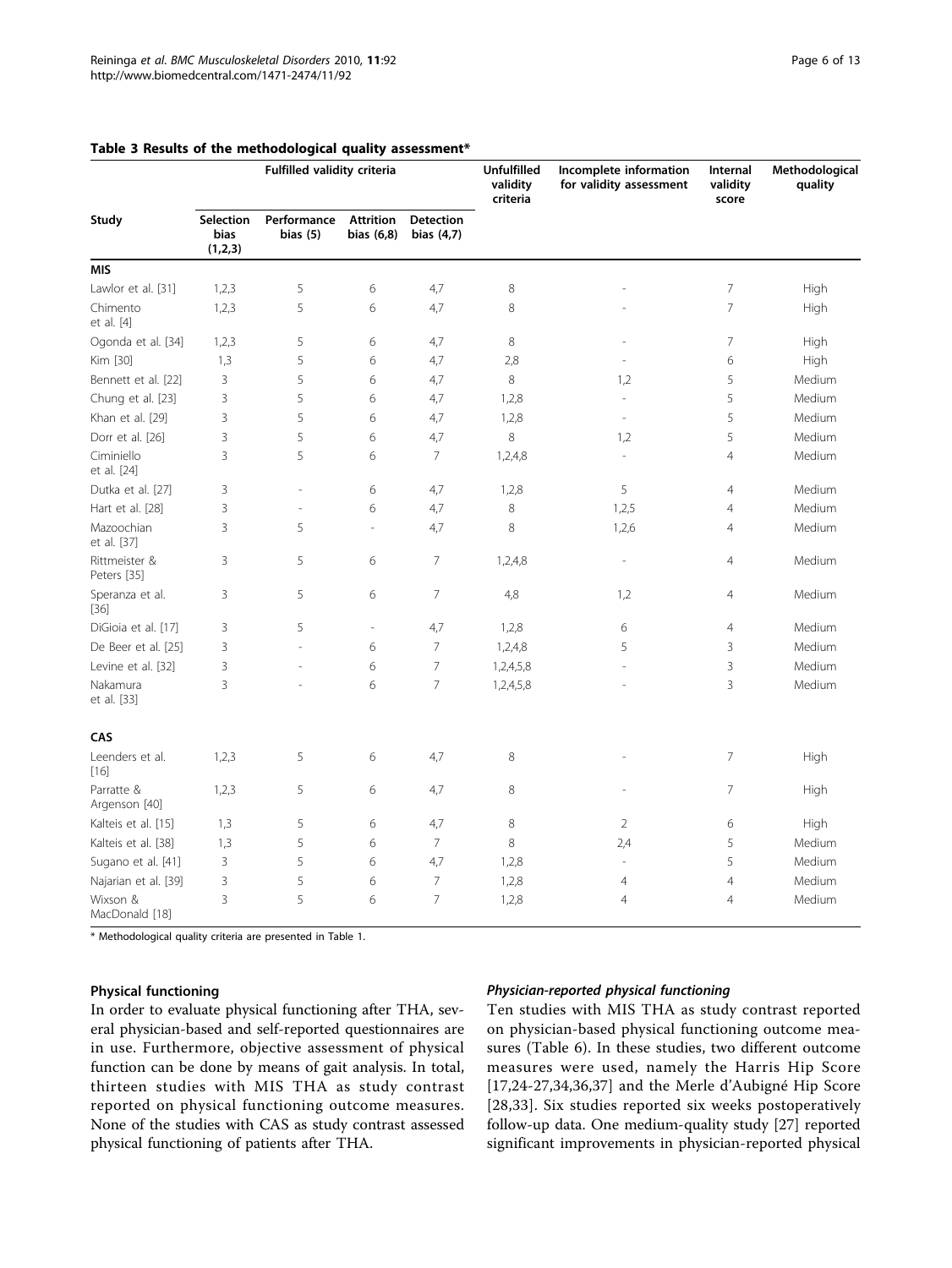**Table 3 Results of the methodological quality assessment***

| Study | Fulfilled validity criteria | | | | Unfulfilled validity criteria | Incomplete information for validity assessment | Internal validity score | Methodological quality |
|---|---|---|---|---|---|---|---|---|
| | Selection bias (1,2,3) | Performance bias (5) | Attrition bias (6,8) | Detection bias (4,7) | | | | |
| **MIS** | | | | | | | | |
| Lawlor et al. [31] | 1,2,3 | 5 | 6 | 4,7 | 8 | - | 7 | High |
| Chimento et al. [4] | 1,2,3 | 5 | 6 | 4,7 | 8 | - | 7 | High |
| Ogonda et al. [34] | 1,2,3 | 5 | 6 | 4,7 | 8 | - | 7 | High |
| Kim [30] | 1,3 | 5 | 6 | 4,7 | 2,8 | - | 6 | High |
| Bennett et al. [22] | 3 | 5 | 6 | 4,7 | 8 | 1,2 | 5 | Medium |
| Chung et al. [23] | 3 | 5 | 6 | 4,7 | 1,2,8 | - | 5 | Medium |
| Khan et al. [29] | 3 | 5 | 6 | 4,7 | 1,2,8 | - | 5 | Medium |
| Dorr et al. [26] | 3 | 5 | 6 | 4,7 | 8 | 1,2 | 5 | Medium |
| Ciminiello et al. [24] | 3 | 5 | 6 | 7 | 1,2,4,8 | - | 4 | Medium |
| Dutka et al. [27] | 3 | - | 6 | 4,7 | 1,2,8 | 5 | 4 | Medium |
| Hart et al. [28] | 3 | - | 6 | 4,7 | 8 | 1,2,5 | 4 | Medium |
| Mazoochian et al. [37] | 3 | 5 | - | 4,7 | 8 | 1,2,6 | 4 | Medium |
| Rittmeister & Peters [35] | 3 | 5 | 6 | 7 | 1,2,4,8 | - | 4 | Medium |
| Speranza et al. [36] | 3 | 5 | 6 | 7 | 4,8 | 1,2 | 4 | Medium |
| DiGioia et al. [17] | 3 | 5 | - | 4,7 | 1,2,8 | 6 | 4 | Medium |
| De Beer et al. [25] | 3 | - | 6 | 7 | 1,2,4,8 | 5 | 3 | Medium |
| Levine et al. [32] | 3 | - | 6 | 7 | 1,2,4,5,8 | - | 3 | Medium |
| Nakamura et al. [33] | 3 | - | 6 | 7 | 1,2,4,5,8 | - | 3 | Medium |
| **CAS** | | | | | | | | |
| Leenders et al. [16] | 1,2,3 | 5 | 6 | 4,7 | 8 | - | 7 | High |
| Parratte & Argenson [40] | 1,2,3 | 5 | 6 | 4,7 | 8 | - | 7 | High |
| Kalteis et al. [15] | 1,3 | 5 | 6 | 4,7 | 8 | 2 | 6 | High |
| Kalteis et al. [38] | 1,3 | 5 | 6 | 7 | 8 | 2,4 | 5 | Medium |
| Sugano et al. [41] | 3 | 5 | 6 | 4,7 | 1,2,8 | - | 5 | Medium |
| Najarian et al. [39] | 3 | 5 | 6 | 7 | 1,2,8 | 4 | 4 | Medium |
| Wixson & MacDonald [18] | 3 | 5 | 6 | 7 | 1,2,8 | 4 | 4 | Medium |

\* Methodological quality criteria are presented in Table 1.

### Physical functioning

In order to evaluate physical functioning after THA, several physician-based and self-reported questionnaires are in use. Furthermore, objective assessment of physical function can be done by means of gait analysis. In total, thirteen studies with MIS THA as study contrast reported on physical functioning outcome measures. None of the studies with CAS as study contrast assessed physical functioning of patients after THA.

#### *Physician-reported physical functioning*

Ten studies with MIS THA as study contrast reported on physician-based physical functioning outcome measures (Table 6). In these studies, two different outcome measures were used, namely the Harris Hip Score [17,24-27,34,36,37] and the Merle d'Aubigné Hip Score [28,33]. Six studies reported six weeks postoperatively follow-up data. One medium-quality study [27] reported significant improvements in physician-reported physical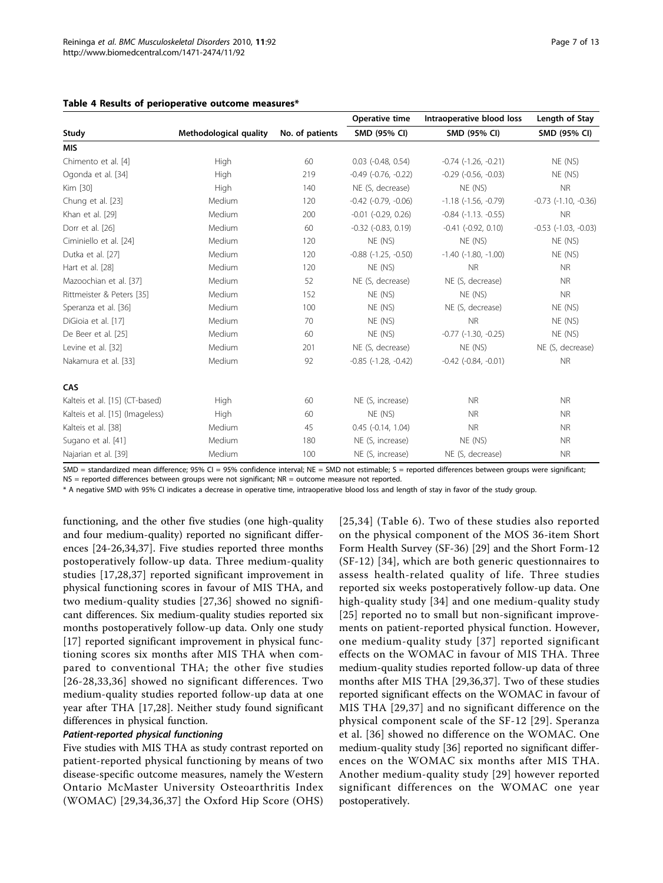**Table 4 Results of perioperative outcome measures***

| Study | Methodological quality | No. of patients | Operative time | Intraoperative blood loss | Length of Stay |
|---|---|---|---|---|---|
| | | | SMD (95% CI) | SMD (95% CI) | SMD (95% CI) |
| **MIS** | | | | | |
| Chimento et al. [4] | High | 60 | 0.03 (-0.48, 0.54) | -0.74 (-1.26, -0.21) | NE (NS) |
| Ogonda et al. [34] | High | 219 | -0.49 (-0.76, -0.22) | -0.29 (-0.56, -0.03) | NE (NS) |
| Kim [30] | High | 140 | NE (S, decrease) | NE (NS) | NR |
| Chung et al. [23] | Medium | 120 | -0.42 (-0.79, -0.06) | -1.18 (-1.56, -0.79) | -0.73 (-1.10, -0.36) |
| Khan et al. [29] | Medium | 200 | -0.01 (-0.29, 0.26) | -0.84 (-1.13. -0.55) | NR |
| Dorr et al. [26] | Medium | 60 | -0.32 (-0.83, 0.19) | -0.41 (-0.92, 0.10) | -0.53 (-1.03, -0.03) |
| Ciminiello et al. [24] | Medium | 120 | NE (NS) | NE (NS) | NE (NS) |
| Dutka et al. [27] | Medium | 120 | -0.88 (-1.25, -0.50) | -1.40 (-1.80, -1.00) | NE (NS) |
| Hart et al. [28] | Medium | 120 | NE (NS) | NR | NR |
| Mazoochian et al. [37] | Medium | 52 | NE (S, decrease) | NE (S, decrease) | NR |
| Rittmeister & Peters [35] | Medium | 152 | NE (NS) | NE (NS) | NR |
| Speranza et al. [36] | Medium | 100 | NE (NS) | NE (S, decrease) | NE (NS) |
| DiGioia et al. [17] | Medium | 70 | NE (NS) | NR | NE (NS) |
| De Beer et al. [25] | Medium | 60 | NE (NS) | -0.77 (-1.30, -0.25) | NE (NS) |
| Levine et al. [32] | Medium | 201 | NE (S, decrease) | NE (NS) | NE (S, decrease) |
| Nakamura et al. [33] | Medium | 92 | -0.85 (-1.28, -0.42) | -0.42 (-0.84, -0.01) | NR |
| **CAS** | | | | | |
| Kalteis et al. [15] (CT-based) | High | 60 | NE (S, increase) | NR | NR |
| Kalteis et al. [15] (Imageless) | High | 60 | NE (NS) | NR | NR |
| Kalteis et al. [38] | Medium | 45 | 0.45 (-0.14, 1.04) | NR | NR |
| Sugano et al. [41] | Medium | 180 | NE (S, increase) | NE (NS) | NR |
| Najarian et al. [39] | Medium | 100 | NE (S, increase) | NE (S, decrease) | NR |

SMD = standardized mean difference; 95% CI = 95% confidence interval; NE = SMD not estimable; S = reported differences between groups were significant; NS = reported differences between groups were not significant; NR = outcome measure not reported.

* A negative SMD with 95% CI indicates a decrease in operative time, intraoperative blood loss and length of stay in favor of the study group.

functioning, and the other five studies (one high-quality and four medium-quality) reported no significant differences [24-26,34,37]. Five studies reported three months postoperatively follow-up data. Three medium-quality studies [17,28,37] reported significant improvement in physical functioning scores in favour of MIS THA, and two medium-quality studies [27,36] showed no significant differences. Six medium-quality studies reported six months postoperatively follow-up data. Only one study [17] reported significant improvement in physical functioning scores six months after MIS THA when compared to conventional THA; the other five studies [26-28,33,36] showed no significant differences. Two medium-quality studies reported follow-up data at one year after THA [17,28]. Neither study found significant differences in physical function.

***Patient-reported physical functioning***

Five studies with MIS THA as study contrast reported on patient-reported physical functioning by means of two disease-specific outcome measures, namely the Western Ontario McMaster University Osteoarthritis Index (WOMAC) [29,34,36,37] the Oxford Hip Score (OHS) [25,34] (Table 6). Two of these studies also reported on the physical component of the MOS 36-item Short Form Health Survey (SF-36) [29] and the Short Form-12 (SF-12) [34], which are both generic questionnaires to assess health-related quality of life. Three studies reported six weeks postoperatively follow-up data. One high-quality study [34] and one medium-quality study [25] reported no to small but non-significant improvements on patient-reported physical function. However, one medium-quality study [37] reported significant effects on the WOMAC in favour of MIS THA. Three medium-quality studies reported follow-up data of three months after MIS THA [29,36,37]. Two of these studies reported significant effects on the WOMAC in favour of MIS THA [29,37] and no significant difference on the physical component scale of the SF-12 [29]. Speranza et al. [36] showed no difference on the WOMAC. One medium-quality study [36] reported no significant differences on the WOMAC six months after MIS THA. Another medium-quality study [29] however reported significant differences on the WOMAC one year postoperatively.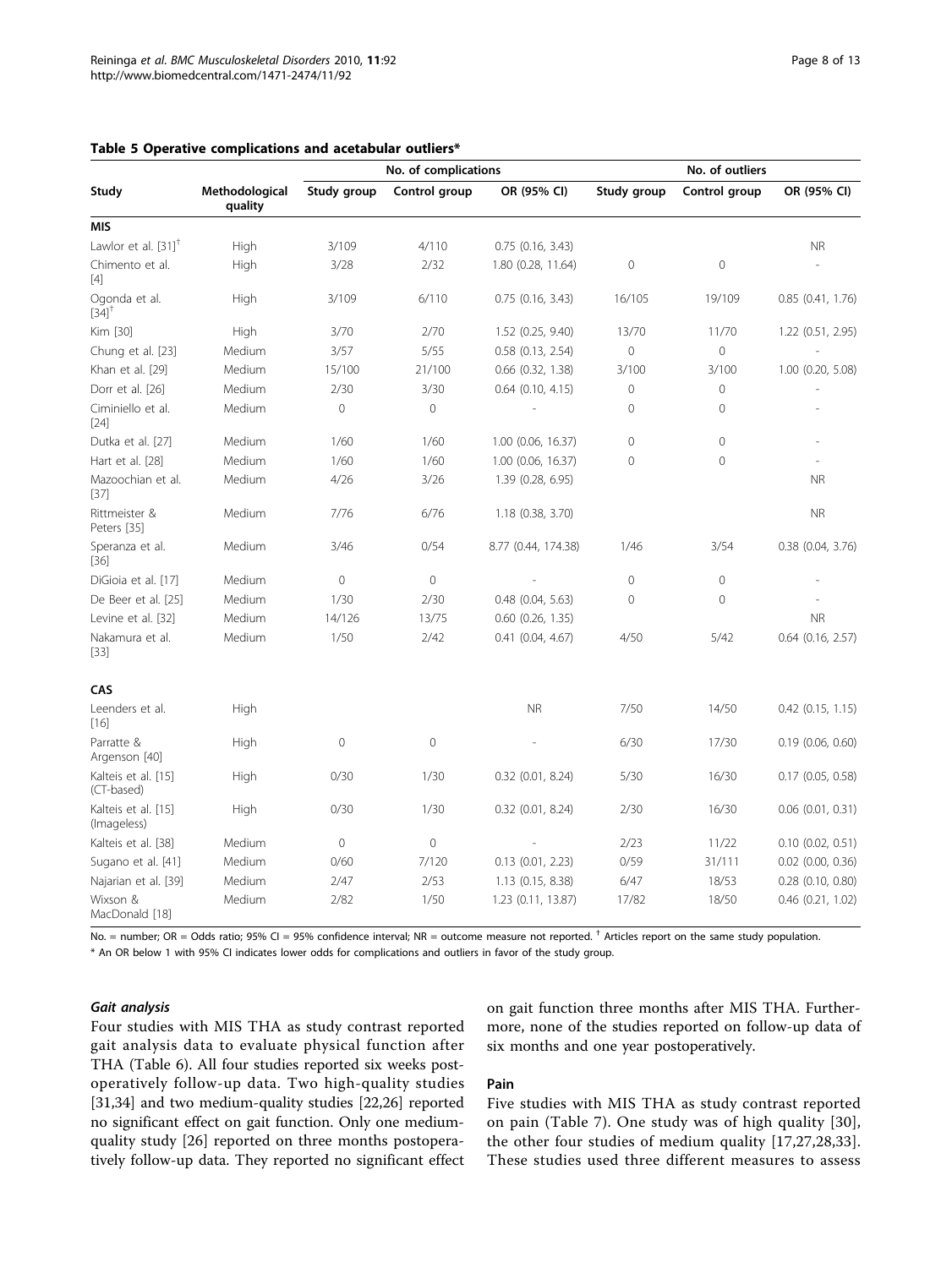**Table 5 Operative complications and acetabular outliers***

| Study | Methodological quality | No. of complications | | | No. of outliers | | |
|---|---|---|---|---|---|---|---|
| | | Study group | Control group | OR (95% CI) | Study group | Control group | OR (95% CI) |
| **MIS** | | | | | | | |
| Lawlor et al. [31][†] | High | 3/109 | 4/110 | 0.75 (0.16, 3.43) | | | NR |
| Chimento et al. [4] | High | 3/28 | 2/32 | 1.80 (0.28, 11.64) | 0 | 0 | - |
| Ogonda et al. [34][†] | High | 3/109 | 6/110 | 0.75 (0.16, 3.43) | 16/105 | 19/109 | 0.85 (0.41, 1.76) |
| Kim [30] | High | 3/70 | 2/70 | 1.52 (0.25, 9.40) | 13/70 | 11/70 | 1.22 (0.51, 2.95) |
| Chung et al. [23] | Medium | 3/57 | 5/55 | 0.58 (0.13, 2.54) | 0 | 0 | - |
| Khan et al. [29] | Medium | 15/100 | 21/100 | 0.66 (0.32, 1.38) | 3/100 | 3/100 | 1.00 (0.20, 5.08) |
| Dorr et al. [26] | Medium | 2/30 | 3/30 | 0.64 (0.10, 4.15) | 0 | 0 | - |
| Ciminiello et al. [24] | Medium | 0 | 0 | - | 0 | 0 | - |
| Dutka et al. [27] | Medium | 1/60 | 1/60 | 1.00 (0.06, 16.37) | 0 | 0 | - |
| Hart et al. [28] | Medium | 1/60 | 1/60 | 1.00 (0.06, 16.37) | 0 | 0 | - |
| Mazoochian et al. [37] | Medium | 4/26 | 3/26 | 1.39 (0.28, 6.95) | | | NR |
| Rittmeister & Peters [35] | Medium | 7/76 | 6/76 | 1.18 (0.38, 3.70) | | | NR |
| Speranza et al. [36] | Medium | 3/46 | 0/54 | 8.77 (0.44, 174.38) | 1/46 | 3/54 | 0.38 (0.04, 3.76) |
| DiGioia et al. [17] | Medium | 0 | 0 | - | 0 | 0 | - |
| De Beer et al. [25] | Medium | 1/30 | 2/30 | 0.48 (0.04, 5.63) | 0 | 0 | - |
| Levine et al. [32] | Medium | 14/126 | 13/75 | 0.60 (0.26, 1.35) | | | NR |
| Nakamura et al. [33] | Medium | 1/50 | 2/42 | 0.41 (0.04, 4.67) | 4/50 | 5/42 | 0.64 (0.16, 2.57) |
| **CAS** | | | | | | | |
| Leenders et al. [16] | High | | | NR | 7/50 | 14/50 | 0.42 (0.15, 1.15) |
| Parratte & Argenson [40] | High | 0 | 0 | - | 6/30 | 17/30 | 0.19 (0.06, 0.60) |
| Kalteis et al. [15] (CT-based) | High | 0/30 | 1/30 | 0.32 (0.01, 8.24) | 5/30 | 16/30 | 0.17 (0.05, 0.58) |
| Kalteis et al. [15] (Imageless) | High | 0/30 | 1/30 | 0.32 (0.01, 8.24) | 2/30 | 16/30 | 0.06 (0.01, 0.31) |
| Kalteis et al. [38] | Medium | 0 | 0 | - | 2/23 | 11/22 | 0.10 (0.02, 0.51) |
| Sugano et al. [41] | Medium | 0/60 | 7/120 | 0.13 (0.01, 2.23) | 0/59 | 31/111 | 0.02 (0.00, 0.36) |
| Najarian et al. [39] | Medium | 2/47 | 2/53 | 1.13 (0.15, 8.38) | 6/47 | 18/53 | 0.28 (0.10, 0.80) |
| Wixson & MacDonald [18] | Medium | 2/82 | 1/50 | 1.23 (0.11, 13.87) | 17/82 | 18/50 | 0.46 (0.21, 1.02) |

No. = number; OR = Odds ratio; 95% CI = 95% confidence interval; NR = outcome measure not reported. [†] Articles report on the same study population.

\* An OR below 1 with 95% CI indicates lower odds for complications and outliers in favor of the study group.

#### *Gait analysis*

Four studies with MIS THA as study contrast reported gait analysis data to evaluate physical function after THA (Table 6). All four studies reported six weeks postoperatively follow-up data. Two high-quality studies [31,34] and two medium-quality studies [22,26] reported no significant effect on gait function. Only one medium-quality study [26] reported on three months postoperatively follow-up data. They reported no significant effect on gait function three months after MIS THA. Furthermore, none of the studies reported on follow-up data of six months and one year postoperatively.

#### Pain

Five studies with MIS THA as study contrast reported on pain (Table 7). One study was of high quality [30], the other four studies of medium quality [17,27,28,33]. These studies used three different measures to assess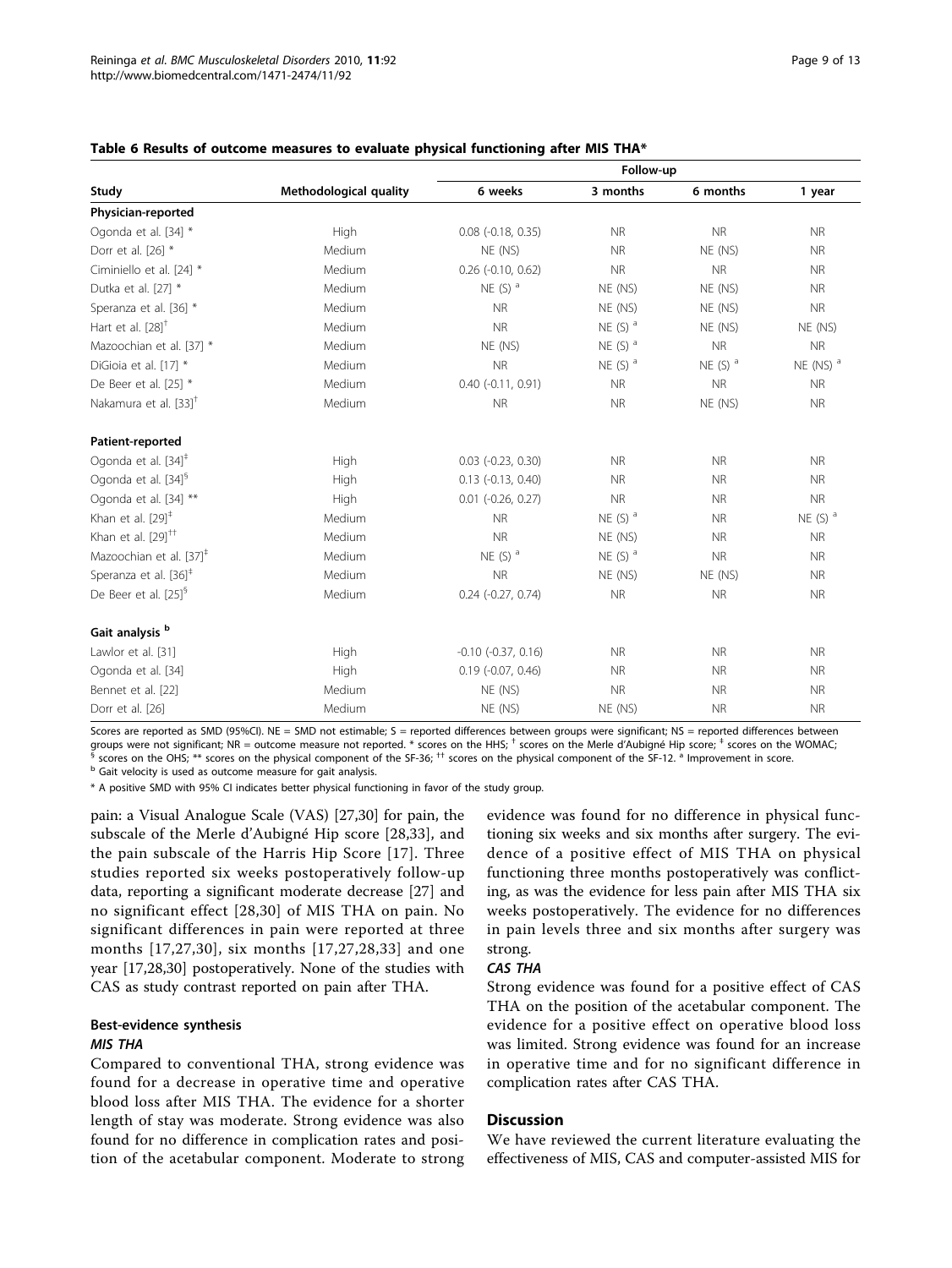**Table 6 Results of outcome measures to evaluate physical functioning after MIS THA***

| Study | Methodological quality | Follow-up | | | |
|---|---|---|---|---|---|
| | | 6 weeks | 3 months | 6 months | 1 year |
| **Physician-reported** | | | | | |
| Ogonda et al. [34] * | High | 0.08 (-0.18, 0.35) | NR | NR | NR |
| Dorr et al. [26] * | Medium | NE (NS) | NR | NE (NS) | NR |
| Ciminiello et al. [24] * | Medium | 0.26 (-0.10, 0.62) | NR | NR | NR |
| Dutka et al. [27] * | Medium | NE (S) [a] | NE (NS) | NE (NS) | NR |
| Speranza et al. [36] * | Medium | NR | NE (NS) | NE (NS) | NR |
| Hart et al. [28][†] | Medium | NR | NE (S) [a] | NE (NS) | NE (NS) |
| Mazoochian et al. [37] * | Medium | NE (NS) | NE (S) [a] | NR | NR |
| DiGioia et al. [17] * | Medium | NR | NE (S) [a] | NE (S) [a] | NE (NS) [a] |
| De Beer et al. [25] * | Medium | 0.40 (-0.11, 0.91) | NR | NR | NR |
| Nakamura et al. [33][†] | Medium | NR | NR | NE (NS) | NR |
| **Patient-reported** | | | | | |
| Ogonda et al. [34][‡] | High | 0.03 (-0.23, 0.30) | NR | NR | NR |
| Ogonda et al. [34][§] | High | 0.13 (-0.13, 0.40) | NR | NR | NR |
| Ogonda et al. [34] ** | High | 0.01 (-0.26, 0.27) | NR | NR | NR |
| Khan et al. [29][‡] | Medium | NR | NE (S) [a] | NR | NE (S) [a] |
| Khan et al. [29][††] | Medium | NR | NE (NS) | NR | NR |
| Mazoochian et al. [37][‡] | Medium | NE (S) [a] | NE (S) [a] | NR | NR |
| Speranza et al. [36][‡] | Medium | NR | NE (NS) | NE (NS) | NR |
| De Beer et al. [25][§] | Medium | 0.24 (-0.27, 0.74) | NR | NR | NR |
| **Gait analysis [b]** | | | | | |
| Lawlor et al. [31] | High | -0.10 (-0.37, 0.16) | NR | NR | NR |
| Ogonda et al. [34] | High | 0.19 (-0.07, 0.46) | NR | NR | NR |
| Bennet et al. [22] | Medium | NE (NS) | NR | NR | NR |
| Dorr et al. [26] | Medium | NE (NS) | NE (NS) | NR | NR |

Scores are reported as SMD (95%CI). NE = SMD not estimable; S = reported differences between groups were significant; NS = reported differences between groups were not significant; NR = outcome measure not reported. * scores on the HHS; † scores on the Merle d'Aubigné Hip score; ‡ scores on the WOMAC; § scores on the OHS; ** scores on the physical component of the SF-36; †† scores on the physical component of the SF-12. a Improvement in score.
b Gait velocity is used as outcome measure for gait analysis.

* A positive SMD with 95% CI indicates better physical functioning in favor of the study group.

pain: a Visual Analogue Scale (VAS) [27,30] for pain, the subscale of the Merle d'Aubigné Hip score [28,33], and the pain subscale of the Harris Hip Score [17]. Three studies reported six weeks postoperatively follow-up data, reporting a significant moderate decrease [27] and no significant effect [28,30] of MIS THA on pain. No significant differences in pain were reported at three months [17,27,30], six months [17,27,28,33] and one year [17,28,30] postoperatively. None of the studies with CAS as study contrast reported on pain after THA.

### Best-evidence synthesis

#### *MIS THA*

Compared to conventional THA, strong evidence was found for a decrease in operative time and operative blood loss after MIS THA. The evidence for a shorter length of stay was moderate. Strong evidence was also found for no difference in complication rates and position of the acetabular component. Moderate to strong evidence was found for no difference in physical functioning six weeks and six months after surgery. The evidence of a positive effect of MIS THA on physical functioning three months postoperatively was conflicting, as was the evidence for less pain after MIS THA six weeks postoperatively. The evidence for no differences in pain levels three and six months after surgery was strong.

#### *CAS THA*

Strong evidence was found for a positive effect of CAS THA on the position of the acetabular component. The evidence for a positive effect on operative blood loss was limited. Strong evidence was found for an increase in operative time and for no significant difference in complication rates after CAS THA.

## Discussion

We have reviewed the current literature evaluating the effectiveness of MIS, CAS and computer-assisted MIS for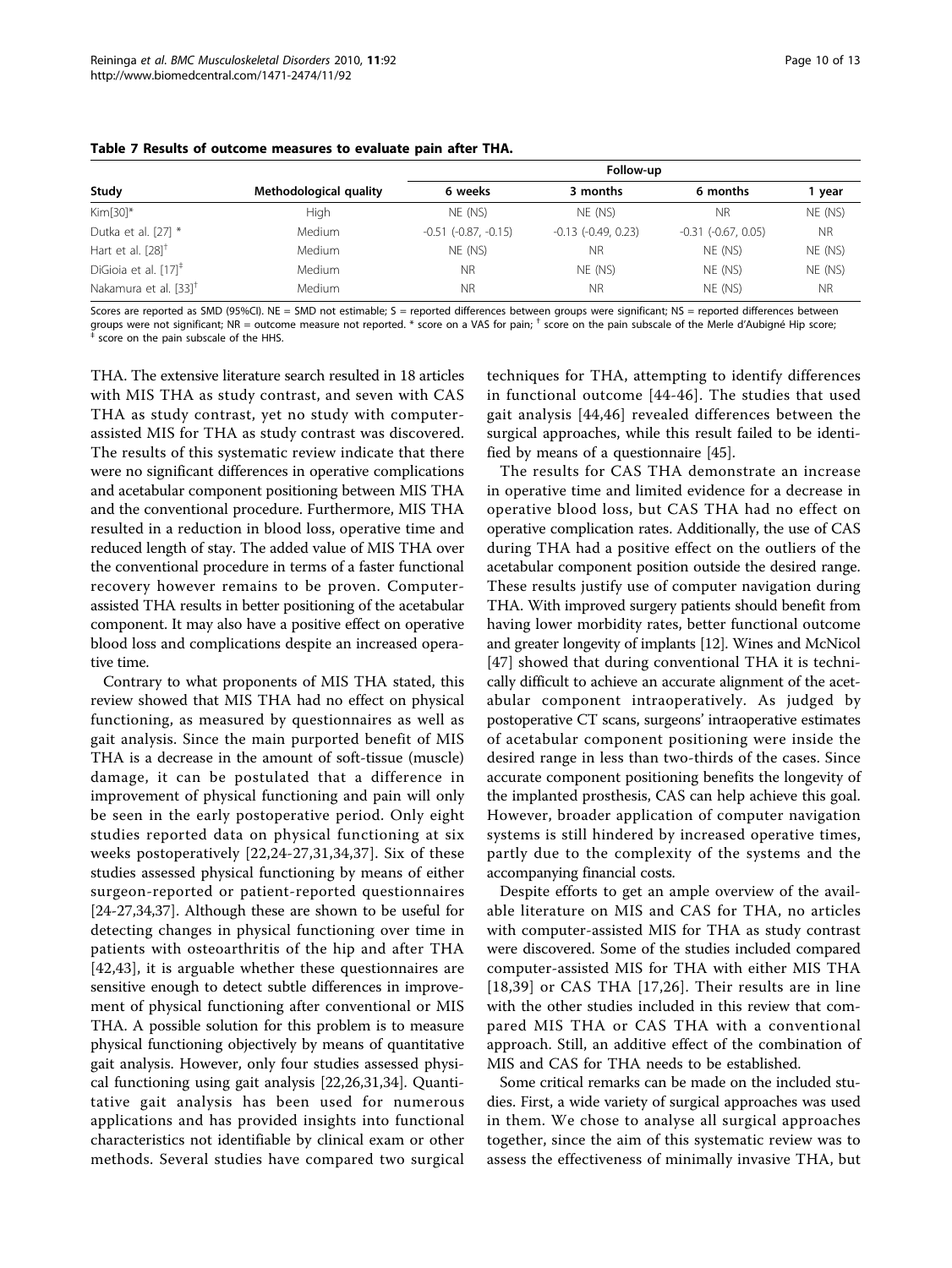**Table 7 Results of outcome measures to evaluate pain after THA.**

| Study | Methodological quality | Follow-up | | | |
|---|---|---|---|---|---|
| | | 6 weeks | 3 months | 6 months | 1 year |
| Kim[30]* | High | NE (NS) | NE (NS) | NR | NE (NS) |
| Dutka et al. [27] * | Medium | -0.51 (-0.87, -0.15) | -0.13 (-0.49, 0.23) | -0.31 (-0.67, 0.05) | NR |
| Hart et al. [28][†] | Medium | NE (NS) | NR | NE (NS) | NE (NS) |
| DiGioia et al. [17][‡] | Medium | NR | NE (NS) | NE (NS) | NE (NS) |
| Nakamura et al. [33][†] | Medium | NR | NR | NE (NS) | NR |

Scores are reported as SMD (95%CI). NE = SMD not estimable; S = reported differences between groups were significant; NS = reported differences between groups were not significant; NR = outcome measure not reported. * score on a VAS for pain; [†] score on the pain subscale of the Merle d'Aubigné Hip score; [‡] score on the pain subscale of the HHS.

THA. The extensive literature search resulted in 18 articles with MIS THA as study contrast, and seven with CAS THA as study contrast, yet no study with computer-assisted MIS for THA as study contrast was discovered. The results of this systematic review indicate that there were no significant differences in operative complications and acetabular component positioning between MIS THA and the conventional procedure. Furthermore, MIS THA resulted in a reduction in blood loss, operative time and reduced length of stay. The added value of MIS THA over the conventional procedure in terms of a faster functional recovery however remains to be proven. Computer-assisted THA results in better positioning of the acetabular component. It may also have a positive effect on operative blood loss and complications despite an increased operative time.

Contrary to what proponents of MIS THA stated, this review showed that MIS THA had no effect on physical functioning, as measured by questionnaires as well as gait analysis. Since the main purported benefit of MIS THA is a decrease in the amount of soft-tissue (muscle) damage, it can be postulated that a difference in improvement of physical functioning and pain will only be seen in the early postoperative period. Only eight studies reported data on physical functioning at six weeks postoperatively [22,24-27,31,34,37]. Six of these studies assessed physical functioning by means of either surgeon-reported or patient-reported questionnaires [24-27,34,37]. Although these are shown to be useful for detecting changes in physical functioning over time in patients with osteoarthritis of the hip and after THA [42,43], it is arguable whether these questionnaires are sensitive enough to detect subtle differences in improvement of physical functioning after conventional or MIS THA. A possible solution for this problem is to measure physical functioning objectively by means of quantitative gait analysis. However, only four studies assessed physical functioning using gait analysis [22,26,31,34]. Quantitative gait analysis has been used for numerous applications and has provided insights into functional characteristics not identifiable by clinical exam or other methods. Several studies have compared two surgical techniques for THA, attempting to identify differences in functional outcome [44-46]. The studies that used gait analysis [44,46] revealed differences between the surgical approaches, while this result failed to be identified by means of a questionnaire [45].

The results for CAS THA demonstrate an increase in operative time and limited evidence for a decrease in operative blood loss, but CAS THA had no effect on operative complication rates. Additionally, the use of CAS during THA had a positive effect on the outliers of the acetabular component position outside the desired range. These results justify use of computer navigation during THA. With improved surgery patients should benefit from having lower morbidity rates, better functional outcome and greater longevity of implants [12]. Wines and McNicol [47] showed that during conventional THA it is technically difficult to achieve an accurate alignment of the acetabular component intraoperatively. As judged by postoperative CT scans, surgeons' intraoperative estimates of acetabular component positioning were inside the desired range in less than two-thirds of the cases. Since accurate component positioning benefits the longevity of the implanted prosthesis, CAS can help achieve this goal. However, broader application of computer navigation systems is still hindered by increased operative times, partly due to the complexity of the systems and the accompanying financial costs.

Despite efforts to get an ample overview of the available literature on MIS and CAS for THA, no articles with computer-assisted MIS for THA as study contrast were discovered. Some of the studies included compared computer-assisted MIS for THA with either MIS THA [18,39] or CAS THA [17,26]. Their results are in line with the other studies included in this review that compared MIS THA or CAS THA with a conventional approach. Still, an additive effect of the combination of MIS and CAS for THA needs to be established.

Some critical remarks can be made on the included studies. First, a wide variety of surgical approaches was used in them. We chose to analyse all surgical approaches together, since the aim of this systematic review was to assess the effectiveness of minimally invasive THA, but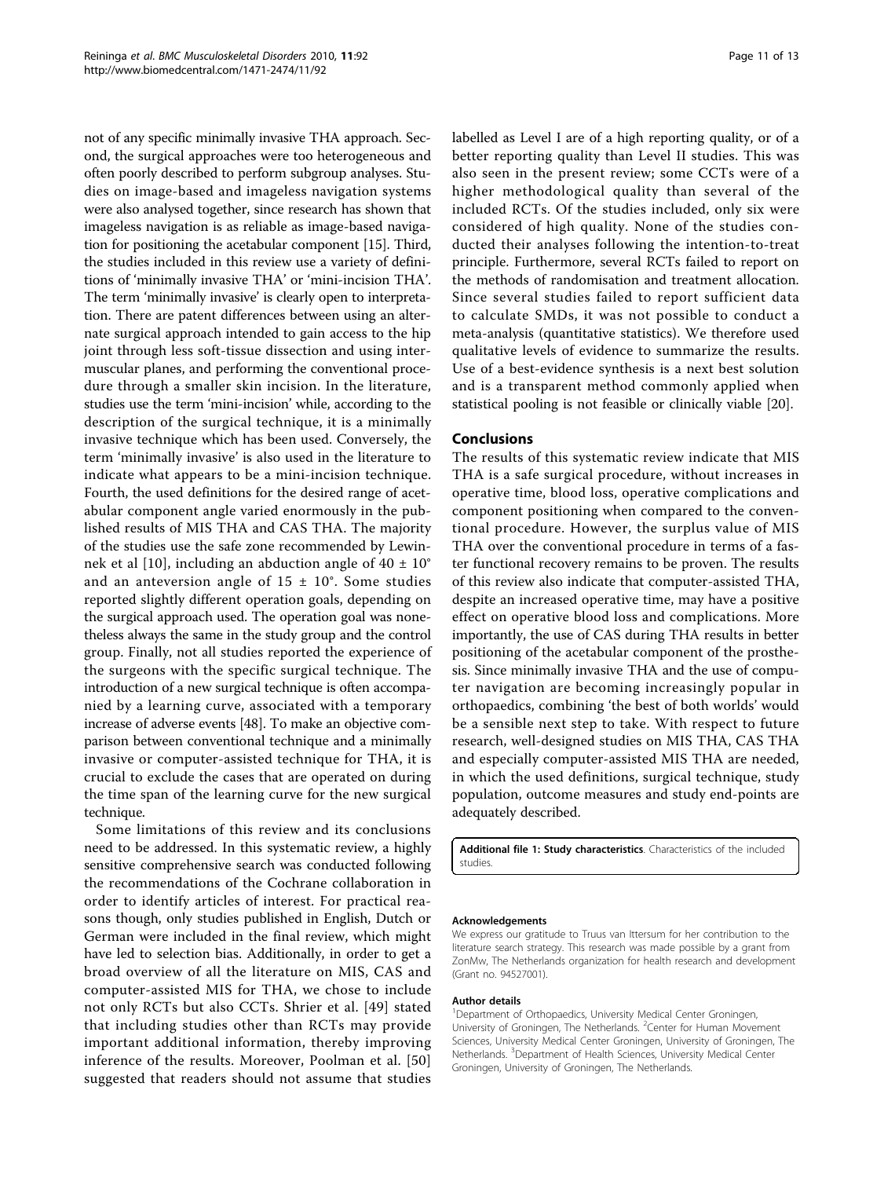not of any specific minimally invasive THA approach. Second, the surgical approaches were too heterogeneous and often poorly described to perform subgroup analyses. Studies on image-based and imageless navigation systems were also analysed together, since research has shown that imageless navigation is as reliable as image-based navigation for positioning the acetabular component [15]. Third, the studies included in this review use a variety of definitions of 'minimally invasive THA' or 'mini-incision THA'. The term 'minimally invasive' is clearly open to interpretation. There are patent differences between using an alternate surgical approach intended to gain access to the hip joint through less soft-tissue dissection and using intermuscular planes, and performing the conventional procedure through a smaller skin incision. In the literature, studies use the term 'mini-incision' while, according to the description of the surgical technique, it is a minimally invasive technique which has been used. Conversely, the term 'minimally invasive' is also used in the literature to indicate what appears to be a mini-incision technique. Fourth, the used definitions for the desired range of acetabular component angle varied enormously in the published results of MIS THA and CAS THA. The majority of the studies use the safe zone recommended by Lewinnek et al [10], including an abduction angle of 40 ± 10° and an anteversion angle of 15 ± 10°. Some studies reported slightly different operation goals, depending on the surgical approach used. The operation goal was nonetheless always the same in the study group and the control group. Finally, not all studies reported the experience of the surgeons with the specific surgical technique. The introduction of a new surgical technique is often accompanied by a learning curve, associated with a temporary increase of adverse events [48]. To make an objective comparison between conventional technique and a minimally invasive or computer-assisted technique for THA, it is crucial to exclude the cases that are operated on during the time span of the learning curve for the new surgical technique.

Some limitations of this review and its conclusions need to be addressed. In this systematic review, a highly sensitive comprehensive search was conducted following the recommendations of the Cochrane collaboration in order to identify articles of interest. For practical reasons though, only studies published in English, Dutch or German were included in the final review, which might have led to selection bias. Additionally, in order to get a broad overview of all the literature on MIS, CAS and computer-assisted MIS for THA, we chose to include not only RCTs but also CCTs. Shrier et al. [49] stated that including studies other than RCTs may provide important additional information, thereby improving inference of the results. Moreover, Poolman et al. [50] suggested that readers should not assume that studies labelled as Level I are of a high reporting quality, or of a better reporting quality than Level II studies. This was also seen in the present review; some CCTs were of a higher methodological quality than several of the included RCTs. Of the studies included, only six were considered of high quality. None of the studies conducted their analyses following the intention-to-treat principle. Furthermore, several RCTs failed to report on the methods of randomisation and treatment allocation. Since several studies failed to report sufficient data to calculate SMDs, it was not possible to conduct a meta-analysis (quantitative statistics). We therefore used qualitative levels of evidence to summarize the results. Use of a best-evidence synthesis is a next best solution and is a transparent method commonly applied when statistical pooling is not feasible or clinically viable [20].

## Conclusions

The results of this systematic review indicate that MIS THA is a safe surgical procedure, without increases in operative time, blood loss, operative complications and component positioning when compared to the conventional procedure. However, the surplus value of MIS THA over the conventional procedure in terms of a faster functional recovery remains to be proven. The results of this review also indicate that computer-assisted THA, despite an increased operative time, may have a positive effect on operative blood loss and complications. More importantly, the use of CAS during THA results in better positioning of the acetabular component of the prosthesis. Since minimally invasive THA and the use of computer navigation are becoming increasingly popular in orthopaedics, combining 'the best of both worlds' would be a sensible next step to take. With respect to future research, well-designed studies on MIS THA, CAS THA and especially computer-assisted MIS THA are needed, in which the used definitions, surgical technique, study population, outcome measures and study end-points are adequately described.

**Additional file 1: Study characteristics**. Characteristics of the included studies.

#### Acknowledgements

We express our gratitude to Truus van Ittersum for her contribution to the literature search strategy. This research was made possible by a grant from ZonMw, The Netherlands organization for health research and development (Grant no. 94527001).

#### Author details

[1]Department of Orthopaedics, University Medical Center Groningen, University of Groningen, The Netherlands. [2]Center for Human Movement Sciences, University Medical Center Groningen, University of Groningen, The Netherlands. [3]Department of Health Sciences, University Medical Center Groningen, University of Groningen, The Netherlands.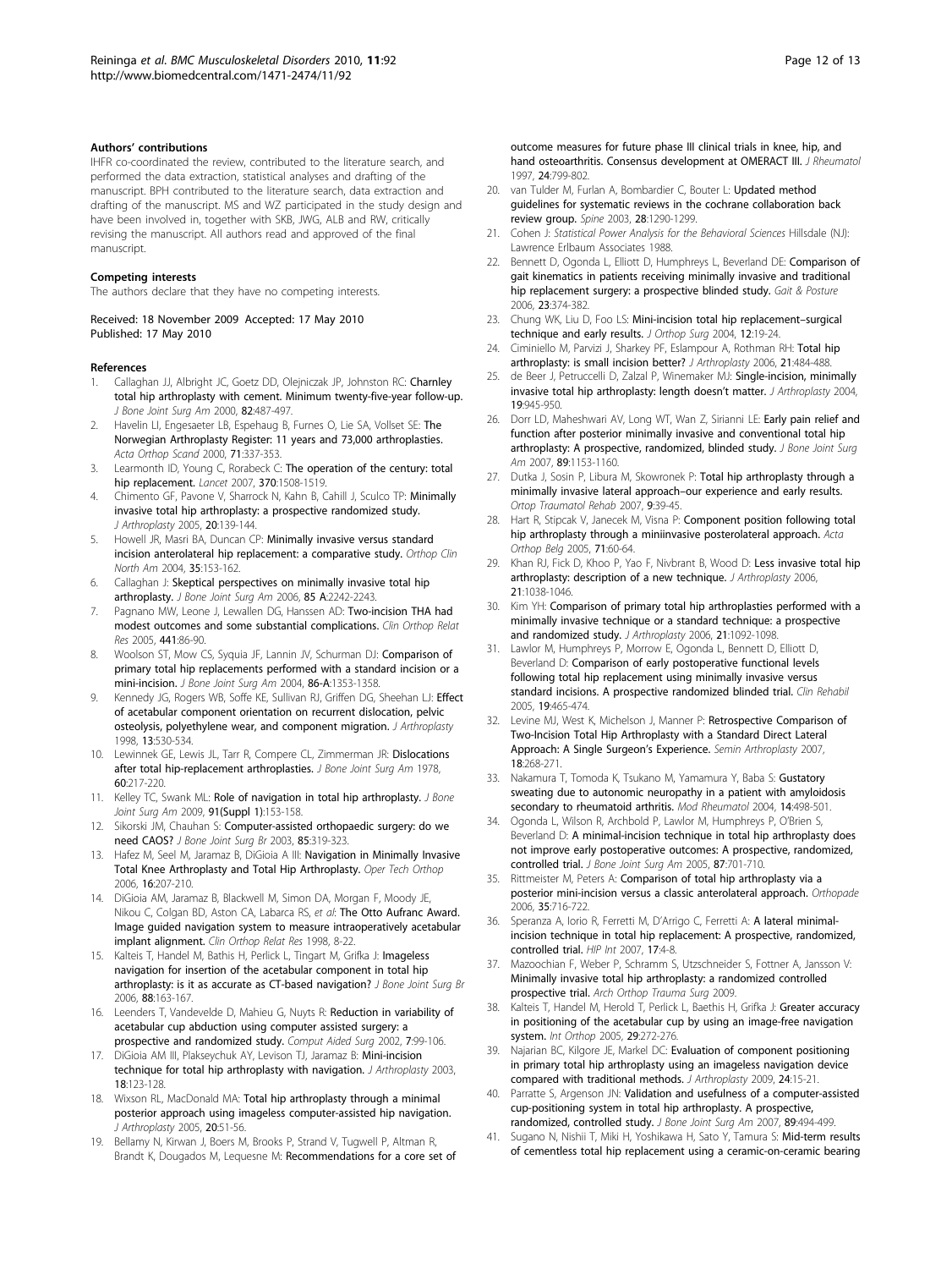#### Authors' contributions

IHFR co-coordinated the review, contributed to the literature search, and performed the data extraction, statistical analyses and drafting of the manuscript. BPH contributed to the literature search, data extraction and drafting of the manuscript. MS and WZ participated in the study design and have been involved in, together with SKB, JWG, ALB and RW, critically revising the manuscript. All authors read and approved of the final manuscript.

#### Competing interests

The authors declare that they have no competing interests.

Received: 18 November 2009 Accepted: 17 May 2010
Published: 17 May 2010

#### References

1. Callaghan JJ, Albright JC, Goetz DD, Olejniczak JP, Johnston RC: **Charnley total hip arthroplasty with cement. Minimum twenty-five-year follow-up.** *J Bone Joint Surg Am* 2000, **82**:487-497.
2. Havelin LI, Engesaeter LB, Espehaug B, Furnes O, Lie SA, Vollset SE: **The Norwegian Arthroplasty Register: 11 years and 73,000 arthroplasties.** *Acta Orthop Scand* 2000, **71**:337-353.
3. Learmonth ID, Young C, Rorabeck C: **The operation of the century: total hip replacement.** *Lancet* 2007, **370**:1508-1519.
4. Chimento GF, Pavone V, Sharrock N, Kahn B, Cahill J, Sculco TP: **Minimally invasive total hip arthroplasty: a prospective randomized study.** *J Arthroplasty* 2005, **20**:139-144.
5. Howell JR, Masri BA, Duncan CP: **Minimally invasive versus standard incision anterolateral hip replacement: a comparative study.** *Orthop Clin North Am* 2004, **35**:153-162.
6. Callaghan J: **Skeptical perspectives on minimally invasive total hip arthroplasty.** *J Bone Joint Surg Am* 2006, **85 A**:2242-2243.
7. Pagnano MW, Leone J, Lewallen DG, Hanssen AD: **Two-incision THA had modest outcomes and some substantial complications.** *Clin Orthop Relat Res* 2005, **441**:86-90.
8. Woolson ST, Mow CS, Syquia JF, Lannin JV, Schurman DJ: **Comparison of primary total hip replacements performed with a standard incision or a mini-incision.** *J Bone Joint Surg Am* 2004, **86-A**:1353-1358.
9. Kennedy JG, Rogers WB, Soffe KE, Sullivan RJ, Griffen DG, Sheehan LJ: **Effect of acetabular component orientation on recurrent dislocation, pelvic osteolysis, polyethylene wear, and component migration.** *J Arthroplasty* 1998, **13**:530-534.
10. Lewinnek GE, Lewis JL, Tarr R, Compere CL, Zimmerman JR: **Dislocations after total hip-replacement arthroplasties.** *J Bone Joint Surg Am* 1978, **60**:217-220.
11. Kelley TC, Swank ML: **Role of navigation in total hip arthroplasty.** *J Bone Joint Surg Am* 2009, **91(Suppl 1)**:153-158.
12. Sikorski JM, Chauhan S: **Computer-assisted orthopaedic surgery: do we need CAOS?** *J Bone Joint Surg Br* 2003, **85**:319-323.
13. Hafez M, Seel M, Jaramaz B, DiGioia A III: **Navigation in Minimally Invasive Total Knee Arthroplasty and Total Hip Arthroplasty.** *Oper Tech Orthop* 2006, **16**:207-210.
14. DiGioia AM, Jaramaz B, Blackwell M, Simon DA, Morgan F, Moody JE, Nikou C, Colgan BD, Aston CA, Labarca RS, *et al*: **The Otto Aufranc Award. Image guided navigation system to measure intraoperatively acetabular implant alignment.** *Clin Orthop Relat Res* 1998, 8-22.
15. Kalteis T, Handel M, Bathis H, Perlick L, Tingart M, Grifka J: **Imageless navigation for insertion of the acetabular component in total hip arthroplasty: is it as accurate as CT-based navigation?** *J Bone Joint Surg Br* 2006, **88**:163-167.
16. Leenders T, Vandevelde D, Mahieu G, Nuyts R: **Reduction in variability of acetabular cup abduction using computer assisted surgery: a prospective and randomized study.** *Comput Aided Surg* 2002, **7**:99-106.
17. DiGioia AM III, Plakseychuk AY, Levison TJ, Jaramaz B: **Mini-incision technique for total hip arthroplasty with navigation.** *J Arthroplasty* 2003, **18**:123-128.
18. Wixson RL, MacDonald MA: **Total hip arthroplasty through a minimal posterior approach using imageless computer-assisted hip navigation.** *J Arthroplasty* 2005, **20**:51-56.
19. Bellamy N, Kirwan J, Boers M, Brooks P, Strand V, Tugwell P, Altman R, Brandt K, Dougados M, Lequesne M: **Recommendations for a core set of outcome measures for future phase III clinical trials in knee, hip, and hand osteoarthritis. Consensus development at OMERACT III.** *J Rheumatol* 1997, **24**:799-802.
20. van Tulder M, Furlan A, Bombardier C, Bouter L: **Updated method guidelines for systematic reviews in the cochrane collaboration back review group.** *Spine* 2003, **28**:1290-1299.
21. Cohen J: *Statistical Power Analysis for the Behavioral Sciences* Hillsdale (NJ): Lawrence Erlbaum Associates 1988.
22. Bennett D, Ogonda L, Elliott D, Humphreys L, Beverland DE: **Comparison of gait kinematics in patients receiving minimally invasive and traditional hip replacement surgery: a prospective blinded study.** *Gait & Posture* 2006, **23**:374-382.
23. Chung WK, Liu D, Foo LS: **Mini-incision total hip replacement–surgical technique and early results.** *J Orthop Surg* 2004, **12**:19-24.
24. Ciminiello M, Parvizi J, Sharkey PF, Eslampour A, Rothman RH: **Total hip arthroplasty: is small incision better?** *J Arthroplasty* 2006, **21**:484-488.
25. de Beer J, Petruccelli D, Zalzal P, Winemaker MJ: **Single-incision, minimally invasive total hip arthroplasty: length doesn't matter.** *J Arthroplasty* 2004, **19**:945-950.
26. Dorr LD, Maheshwari AV, Long WT, Wan Z, Sirianni LE: **Early pain relief and function after posterior minimally invasive and conventional total hip arthroplasty: A prospective, randomized, blinded study.** *J Bone Joint Surg Am* 2007, **89**:1153-1160.
27. Dutka J, Sosin P, Libura M, Skowronek P: **Total hip arthroplasty through a minimally invasive lateral approach–our experience and early results.** *Ortop Traumatol Rehab* 2007, **9**:39-45.
28. Hart R, Stipcak V, Janecek M, Visna P: **Component position following total hip arthroplasty through a miniinvasive posterolateral approach.** *Acta Orthop Belg* 2005, **71**:60-64.
29. Khan RJ, Fick D, Khoo P, Yao F, Nivbrant B, Wood D: **Less invasive total hip arthroplasty: description of a new technique.** *J Arthroplasty* 2006, **21**:1038-1046.
30. Kim YH: **Comparison of primary total hip arthroplasties performed with a minimally invasive technique or a standard technique: a prospective and randomized study.** *J Arthroplasty* 2006, **21**:1092-1098.
31. Lawlor M, Humphreys P, Morrow E, Ogonda L, Bennett D, Elliott D, Beverland D: **Comparison of early postoperative functional levels following total hip replacement using minimally invasive versus standard incisions. A prospective randomized blinded trial.** *Clin Rehabil* 2005, **19**:465-474.
32. Levine MJ, West K, Michelson J, Manner P: **Retrospective Comparison of Two-Incision Total Hip Arthroplasty with a Standard Direct Lateral Approach: A Single Surgeon's Experience.** *Semin Arthroplasty* 2007, **18**:268-271.
33. Nakamura T, Tomoda K, Tsukano M, Yamamura Y, Baba S: **Gustatory sweating due to autonomic neuropathy in a patient with amyloidosis secondary to rheumatoid arthritis.** *Mod Rheumatol* 2004, **14**:498-501.
34. Ogonda L, Wilson R, Archbold P, Lawlor M, Humphreys P, O'Brien S, Beverland D: **A minimal-incision technique in total hip arthroplasty does not improve early postoperative outcomes: A prospective, randomized, controlled trial.** *J Bone Joint Surg Am* 2005, **87**:701-710.
35. Rittmeister M, Peters A: **Comparison of total hip arthroplasty via a posterior mini-incision versus a classic anterolateral approach.** *Orthopade* 2006, **35**:716-722.
36. Speranza A, Iorio R, Ferretti M, D'Arrigo C, Ferretti A: **A lateral minimal-incision technique in total hip replacement: A prospective, randomized, controlled trial.** *HIP Int* 2007, **17**:4-8.
37. Mazoochian F, Weber P, Schramm S, Utzschneider S, Fottner A, Jansson V: **Minimally invasive total hip arthroplasty: a randomized controlled prospective trial.** *Arch Orthop Trauma Surg* 2009.
38. Kalteis T, Handel M, Herold T, Perlick L, Baethis H, Grifka J: **Greater accuracy in positioning of the acetabular cup by using an image-free navigation system.** *Int Orthop* 2005, **29**:272-276.
39. Najarian BC, Kilgore JE, Markel DC: **Evaluation of component positioning in primary total hip arthroplasty using an imageless navigation device compared with traditional methods.** *J Arthroplasty* 2009, **24**:15-21.
40. Parratte S, Argenson JN: **Validation and usefulness of a computer-assisted cup-positioning system in total hip arthroplasty. A prospective, randomized, controlled study.** *J Bone Joint Surg Am* 2007, **89**:494-499.
41. Sugano N, Nishii T, Miki H, Yoshikawa H, Sato Y, Tamura S: **Mid-term results of cementless total hip replacement using a ceramic-on-ceramic bearing**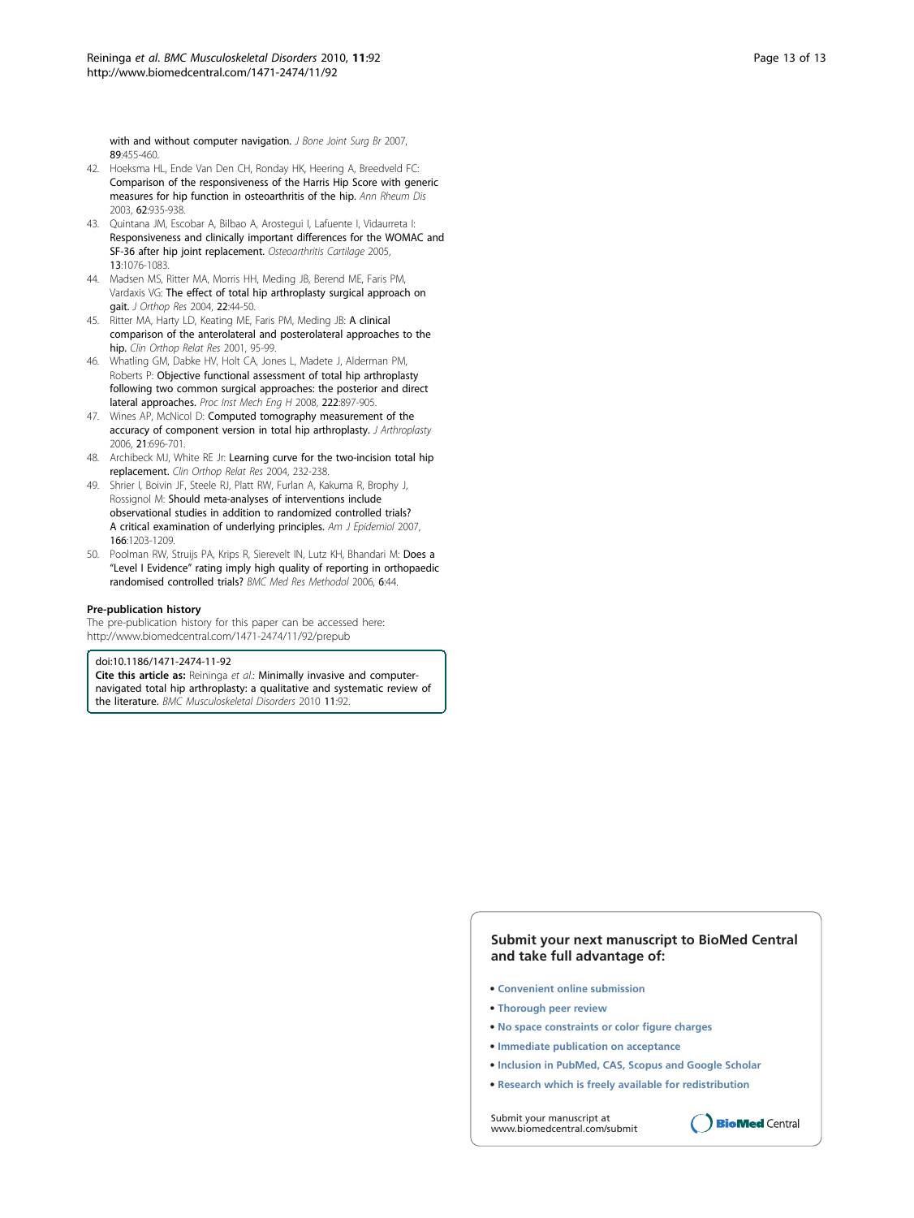with and without computer navigation. *J Bone Joint Surg Br* 2007, **89**:455-460.

42. Hoeksma HL, Ende Van Den CH, Ronday HK, Heering A, Breedveld FC: **Comparison of the responsiveness of the Harris Hip Score with generic measures for hip function in osteoarthritis of the hip.** *Ann Rheum Dis* 2003, **62**:935-938.
43. Quintana JM, Escobar A, Bilbao A, Arostegui I, Lafuente I, Vidaurreta I: **Responsiveness and clinically important differences for the WOMAC and SF-36 after hip joint replacement.** *Osteoarthritis Cartilage* 2005, **13**:1076-1083.
44. Madsen MS, Ritter MA, Morris HH, Meding JB, Berend ME, Faris PM, Vardaxis VG: **The effect of total hip arthroplasty surgical approach on gait.** *J Orthop Res* 2004, **22**:44-50.
45. Ritter MA, Harty LD, Keating ME, Faris PM, Meding JB: **A clinical comparison of the anterolateral and posterolateral approaches to the hip.** *Clin Orthop Relat Res* 2001, 95-99.
46. Whatling GM, Dabke HV, Holt CA, Jones L, Madete J, Alderman PM, Roberts P: **Objective functional assessment of total hip arthroplasty following two common surgical approaches: the posterior and direct lateral approaches.** *Proc Inst Mech Eng H* 2008, **222**:897-905.
47. Wines AP, McNicol D: **Computed tomography measurement of the accuracy of component version in total hip arthroplasty.** *J Arthroplasty* 2006, **21**:696-701.
48. Archibeck MJ, White RE Jr: **Learning curve for the two-incision total hip replacement.** *Clin Orthop Relat Res* 2004, 232-238.
49. Shrier I, Boivin JF, Steele RJ, Platt RW, Furlan A, Kakuma R, Brophy J, Rossignol M: **Should meta-analyses of interventions include observational studies in addition to randomized controlled trials? A critical examination of underlying principles.** *Am J Epidemiol* 2007, **166**:1203-1209.
50. Poolman RW, Struijs PA, Krips R, Sierevelt IN, Lutz KH, Bhandari M: **Does a "Level I Evidence" rating imply high quality of reporting in orthopaedic randomised controlled trials?** *BMC Med Res Methodol* 2006, **6**:44.

**Pre-publication history**

The pre-publication history for this paper can be accessed here: http://www.biomedcentral.com/1471-2474/11/92/prepub

doi:10.1186/1471-2474-11-92

**Cite this article as:** Reininga *et al.*: Minimally invasive and computer-navigated total hip arthroplasty: a qualitative and systematic review of the literature. *BMC Musculoskeletal Disorders* 2010 **11**:92.

**Submit your next manuscript to BioMed Central and take full advantage of:**

- **Convenient online submission**
- **Thorough peer review**
- **No space constraints or color figure charges**
- **Immediate publication on acceptance**
- **Inclusion in PubMed, CAS, Scopus and Google Scholar**
- **Research which is freely available for redistribution**

Submit your manuscript at www.biomedcentral.com/submit

BioMed Central